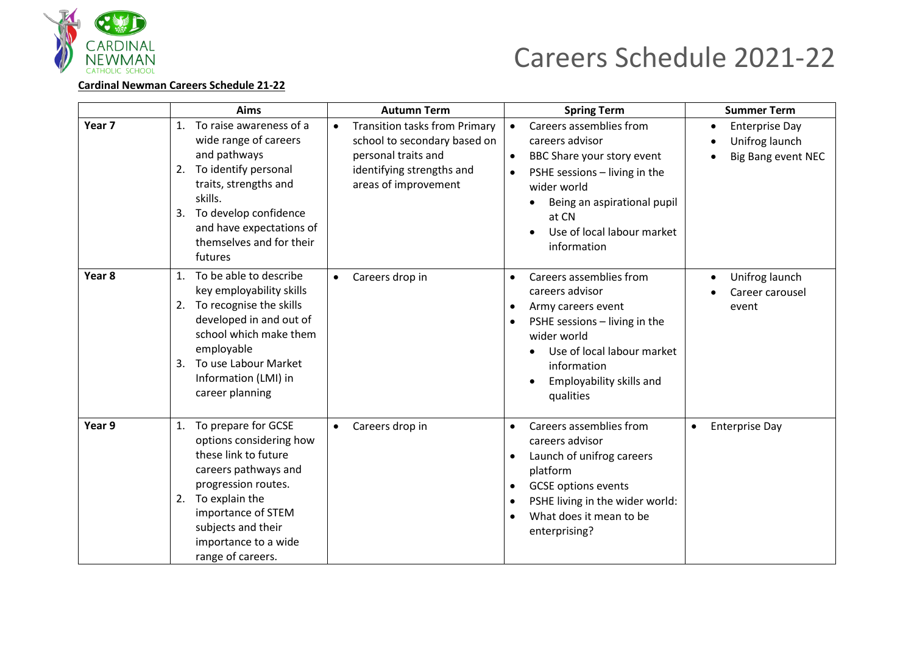# Careers Schedule 2021-22

**Cardinal Newman Careers Schedule 21-22**

| | Aims | Autumn Term | Spring Term | Summer Term |
|---|---|---|---|---|
| **Year 7** | 1. To raise awareness of a wide range of careers and pathways<br>2. To identify personal traits, strengths and skills.<br>3. To develop confidence and have expectations of themselves and for their futures | • Transition tasks from Primary school to secondary based on personal traits and identifying strengths and areas of improvement | • Careers assemblies from careers advisor<br>• BBC Share your story event<br>• PSHE sessions – living in the wider world<br>  • Being an aspirational pupil at CN<br>  • Use of local labour market information | • Enterprise Day<br>• Unifrog launch<br>• Big Bang event NEC |
| **Year 8** | 1. To be able to describe key employability skills<br>2. To recognise the skills developed in and out of school which make them employable<br>3. To use Labour Market Information (LMI) in career planning | • Careers drop in | • Careers assemblies from careers advisor<br>• Army careers event<br>• PSHE sessions – living in the wider world<br>  • Use of local labour market information<br>  • Employability skills and qualities | • Unifrog launch<br>• Career carousel event |
| **Year 9** | 1. To prepare for GCSE options considering how these link to future careers pathways and progression routes.<br>2. To explain the importance of STEM subjects and their importance to a wide range of careers. | • Careers drop in | • Careers assemblies from careers advisor<br>• Launch of unifrog careers platform<br>• GCSE options events<br>• PSHE living in the wider world:<br>• What does it mean to be enterprising? | • Enterprise Day |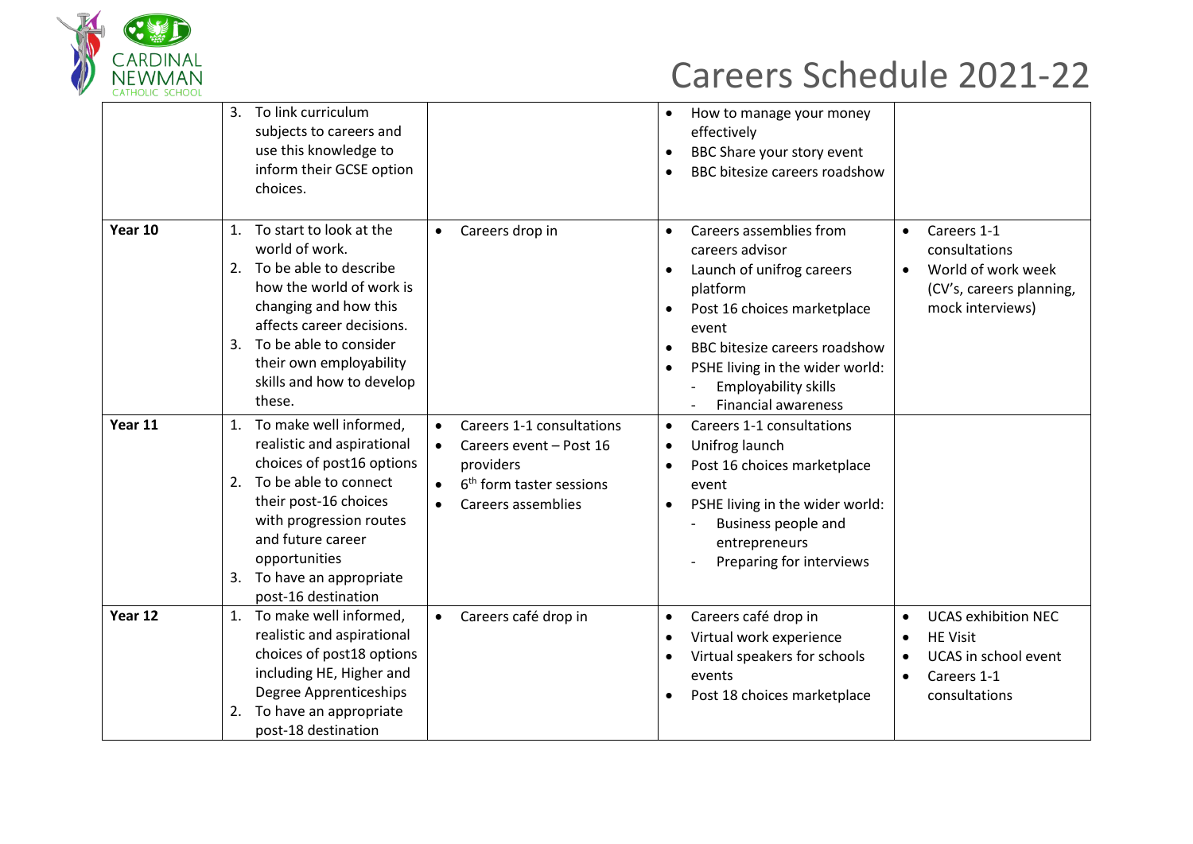# Careers Schedule 2021-22

| | | | | |
|---|---|---|---|---|
| | 3. To link curriculum subjects to careers and use this knowledge to inform their GCSE option choices. | | • How to manage your money effectively<br>• BBC Share your story event<br>• BBC bitesize careers roadshow | |
| **Year 10** | 1. To start to look at the world of work.<br>2. To be able to describe how the world of work is changing and how this affects career decisions.<br>3. To be able to consider their own employability skills and how to develop these. | • Careers drop in | • Careers assemblies from careers advisor<br>• Launch of unifrog careers platform<br>• Post 16 choices marketplace event<br>• BBC bitesize careers roadshow<br>• PSHE living in the wider world:<br>  - Employability skills<br>  - Financial awareness | • Careers 1-1 consultations<br>• World of work week (CV's, careers planning, mock interviews) |
| **Year 11** | 1. To make well informed, realistic and aspirational choices of post16 options<br>2. To be able to connect their post-16 choices with progression routes and future career opportunities<br>3. To have an appropriate post-16 destination | • Careers 1-1 consultations<br>• Careers event – Post 16 providers<br>• 6th form taster sessions<br>• Careers assemblies | • Careers 1-1 consultations<br>• Unifrog launch<br>• Post 16 choices marketplace event<br>• PSHE living in the wider world:<br>  - Business people and entrepreneurs<br>  - Preparing for interviews | |
| **Year 12** | 1. To make well informed, realistic and aspirational choices of post18 options including HE, Higher and Degree Apprenticeships<br>2. To have an appropriate post-18 destination | • Careers café drop in | • Careers café drop in<br>• Virtual work experience<br>• Virtual speakers for schools events<br>• Post 18 choices marketplace | • UCAS exhibition NEC<br>• HE Visit<br>• UCAS in school event<br>• Careers 1-1 consultations |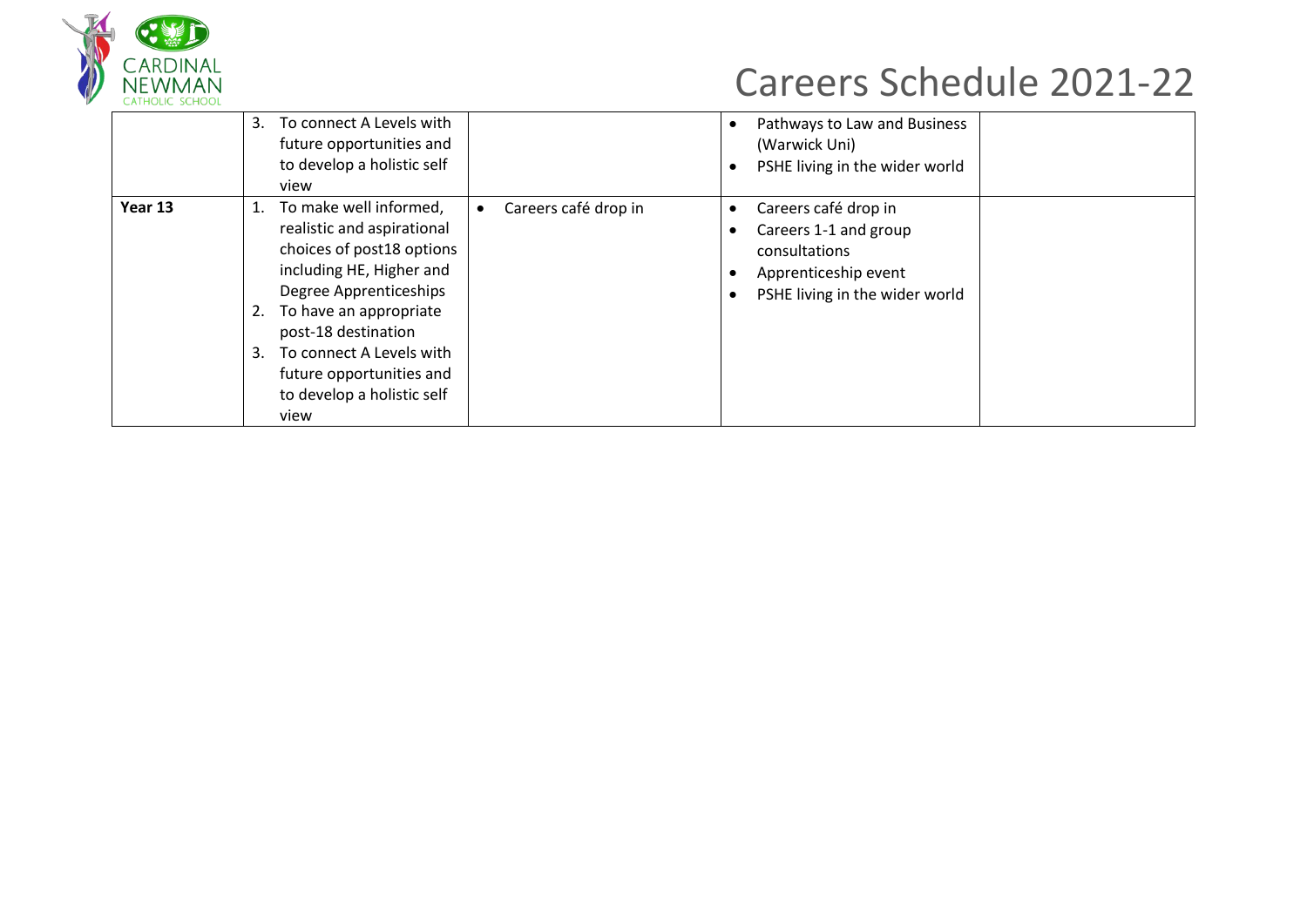# Careers Schedule 2021-22

| | | | | |
|---|---|---|---|---|
| | 3. To connect A Levels with future opportunities and to develop a holistic self view | | • Pathways to Law and Business (Warwick Uni)<br>• PSHE living in the wider world | |
| **Year 13** | 1. To make well informed, realistic and aspirational choices of post18 options including HE, Higher and Degree Apprenticeships<br>2. To have an appropriate post-18 destination<br>3. To connect A Levels with future opportunities and to develop a holistic self view | • Careers café drop in | • Careers café drop in<br>• Careers 1-1 and group consultations<br>• Apprenticeship event<br>• PSHE living in the wider world | |